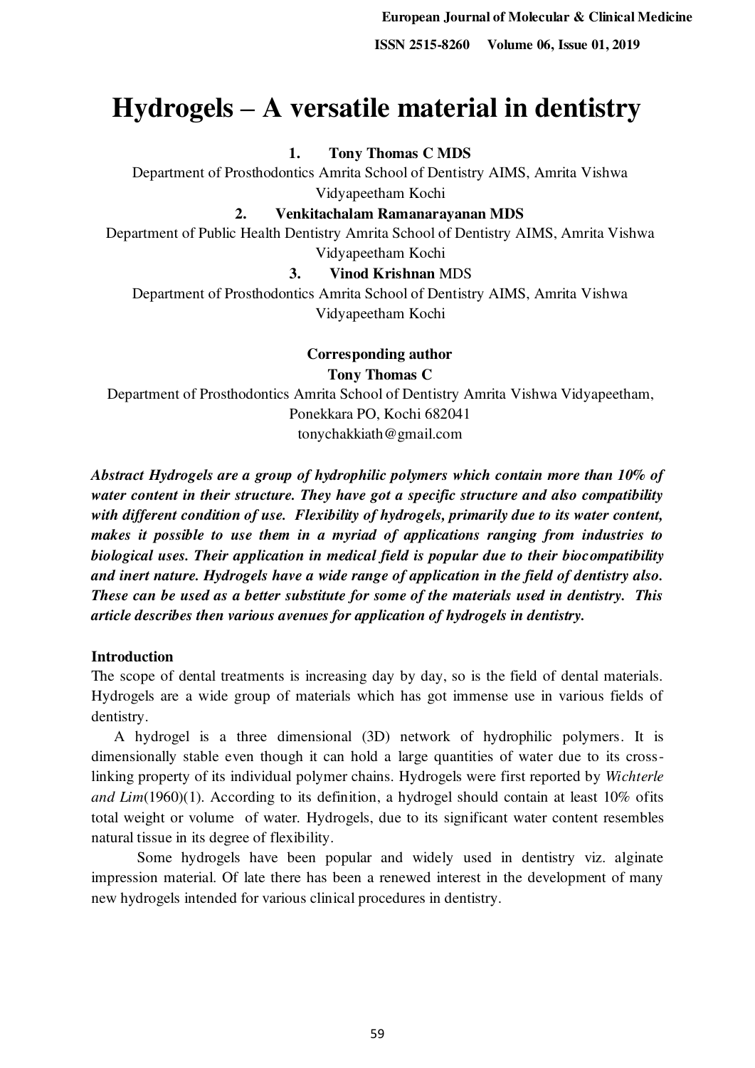# Hydrogels – A versatile material in dentistry

**1. Tony Thomas C MDS**

Department of Prosthodontics Amrita School of Dentistry AIMS, Amrita Vishwa Vidyapeetham Kochi

**2. Venkitachalam Ramanarayanan MDS**

Department of Public Health Dentistry Amrita School of Dentistry AIMS, Amrita Vishwa Vidyapeetham Kochi

**3. Vinod Krishnan** MDS

Department of Prosthodontics Amrita School of Dentistry AIMS, Amrita Vishwa Vidyapeetham Kochi

**Corresponding author**

**Tony Thomas C**

Department of Prosthodontics Amrita School of Dentistry Amrita Vishwa Vidyapeetham, Ponekkara PO, Kochi 682041

tonychakkiath@gmail.com

***Abstract Hydrogels are a group of hydrophilic polymers which contain more than 10% of water content in their structure. They have got a specific structure and also compatibility with different condition of use. Flexibility of hydrogels, primarily due to its water content, makes it possible to use them in a myriad of applications ranging from industries to biological uses. Their application in medical field is popular due to their biocompatibility and inert nature. Hydrogels have a wide range of application in the field of dentistry also. These can be used as a better substitute for some of the materials used in dentistry. This article describes then various avenues for application of hydrogels in dentistry.***

## Introduction

The scope of dental treatments is increasing day by day, so is the field of dental materials. Hydrogels are a wide group of materials which has got immense use in various fields of dentistry.

A hydrogel is a three dimensional (3D) network of hydrophilic polymers. It is dimensionally stable even though it can hold a large quantities of water due to its cross-linking property of its individual polymer chains. Hydrogels were first reported by *Wichterle and Lim*(1960)(1). According to its definition, a hydrogel should contain at least 10% ofits total weight or volume of water. Hydrogels, due to its significant water content resembles natural tissue in its degree of flexibility.

Some hydrogels have been popular and widely used in dentistry viz. alginate impression material. Of late there has been a renewed interest in the development of many new hydrogels intended for various clinical procedures in dentistry.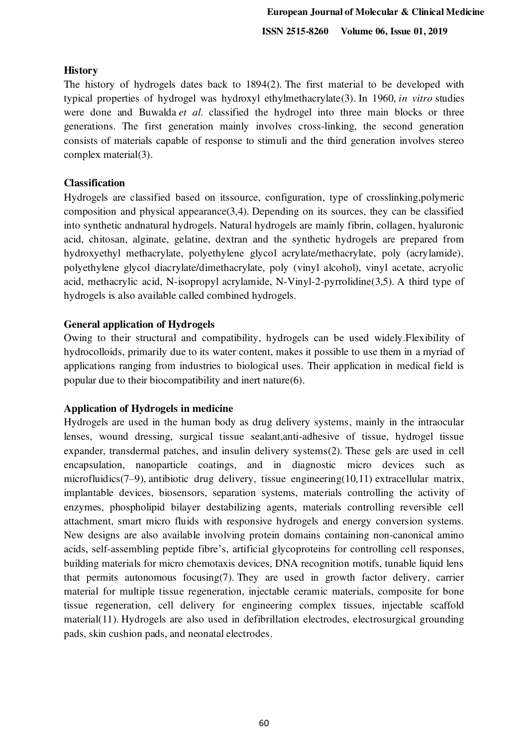**History**

The history of hydrogels dates back to 1894(2). The first material to be developed with typical properties of hydrogel was hydroxyl ethylmethacrylate(3). In 1960, *in vitro* studies were done and Buwalda *et al.* classified the hydrogel into three main blocks or three generations. The first generation mainly involves cross-linking, the second generation consists of materials capable of response to stimuli and the third generation involves stereo complex material(3).

**Classification**

Hydrogels are classified based on itssource, configuration, type of crosslinking,polymeric composition and physical appearance(3,4). Depending on its sources, they can be classified into synthetic andnatural hydrogels. Natural hydrogels are mainly fibrin, collagen, hyaluronic acid, chitosan, alginate, gelatine, dextran and the synthetic hydrogels are prepared from hydroxyethyl methacrylate, polyethylene glycol acrylate/methacrylate, poly (acrylamide), polyethylene glycol diacrylate/dimethacrylate, poly (vinyl alcohol), vinyl acetate, acryolic acid, methacrylic acid, N-isopropyl acrylamide, N-Vinyl-2-pyrrolidine(3,5). A third type of hydrogels is also available called combined hydrogels.

**General application of Hydrogels**

Owing to their structural and compatibility, hydrogels can be used widely.Flexibility of hydrocolloids, primarily due to its water content, makes it possible to use them in a myriad of applications ranging from industries to biological uses. Their application in medical field is popular due to their biocompatibility and inert nature(6).

**Application of Hydrogels in medicine**

Hydrogels are used in the human body as drug delivery systems, mainly in the intraocular lenses, wound dressing, surgical tissue sealant,anti-adhesive of tissue, hydrogel tissue expander, transdermal patches, and insulin delivery systems(2). These gels are used in cell encapsulation, nanoparticle coatings, and in diagnostic micro devices such as microfluidics(7–9), antibiotic drug delivery, tissue engineering(10,11) extracellular matrix, implantable devices, biosensors, separation systems, materials controlling the activity of enzymes, phospholipid bilayer destabilizing agents, materials controlling reversible cell attachment, smart micro fluids with responsive hydrogels and energy conversion systems. New designs are also available involving protein domains containing non-canonical amino acids, self-assembling peptide fibre's, artificial glycoproteins for controlling cell responses, building materials for micro chemotaxis devices, DNA recognition motifs, tunable liquid lens that permits autonomous focusing(7). They are used in growth factor delivery, carrier material for multiple tissue regeneration, injectable ceramic materials, composite for bone tissue regeneration, cell delivery for engineering complex tissues, injectable scaffold material(11). Hydrogels are also used in defibrillation electrodes, electrosurgical grounding pads, skin cushion pads, and neonatal electrodes.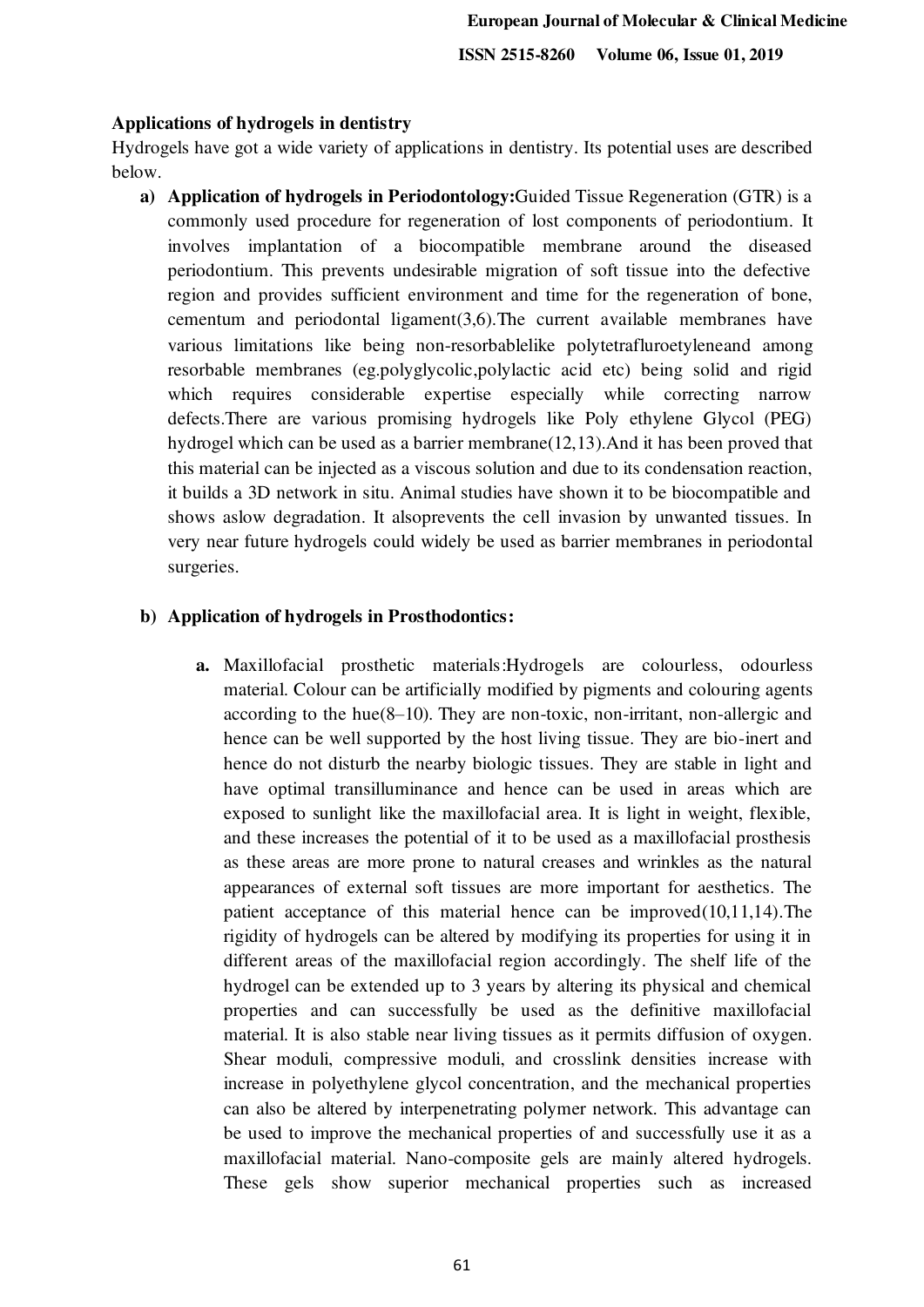**Applications of hydrogels in dentistry**

Hydrogels have got a wide variety of applications in dentistry. Its potential uses are described below.

a) **Application of hydrogels in Periodontology:**Guided Tissue Regeneration (GTR) is a commonly used procedure for regeneration of lost components of periodontium. It involves implantation of a biocompatible membrane around the diseased periodontium. This prevents undesirable migration of soft tissue into the defective region and provides sufficient environment and time for the regeneration of bone, cementum and periodontal ligament(3,6).The current available membranes have various limitations like being non-resorbablelike polytetrafluroetyleneand among resorbable membranes (eg.polyglycolic,polylactic acid etc) being solid and rigid which requires considerable expertise especially while correcting narrow defects.There are various promising hydrogels like Poly ethylene Glycol (PEG) hydrogel which can be used as a barrier membrane(12,13).And it has been proved that this material can be injected as a viscous solution and due to its condensation reaction, it builds a 3D network in situ. Animal studies have shown it to be biocompatible and shows aslow degradation. It alsoprevents the cell invasion by unwanted tissues. In very near future hydrogels could widely be used as barrier membranes in periodontal surgeries.

b) **Application of hydrogels in Prosthodontics:**

   **a.** Maxillofacial prosthetic materials:Hydrogels are colourless, odourless material. Colour can be artificially modified by pigments and colouring agents according to the hue(8–10). They are non-toxic, non-irritant, non-allergic and hence can be well supported by the host living tissue. They are bio-inert and hence do not disturb the nearby biologic tissues. They are stable in light and have optimal transilluminance and hence can be used in areas which are exposed to sunlight like the maxillofacial area. It is light in weight, flexible, and these increases the potential of it to be used as a maxillofacial prosthesis as these areas are more prone to natural creases and wrinkles as the natural appearances of external soft tissues are more important for aesthetics. The patient acceptance of this material hence can be improved(10,11,14).The rigidity of hydrogels can be altered by modifying its properties for using it in different areas of the maxillofacial region accordingly. The shelf life of the hydrogel can be extended up to 3 years by altering its physical and chemical properties and can successfully be used as the definitive maxillofacial material. It is also stable near living tissues as it permits diffusion of oxygen. Shear moduli, compressive moduli, and crosslink densities increase with increase in polyethylene glycol concentration, and the mechanical properties can also be altered by interpenetrating polymer network. This advantage can be used to improve the mechanical properties of and successfully use it as a maxillofacial material. Nano-composite gels are mainly altered hydrogels. These gels show superior mechanical properties such as increased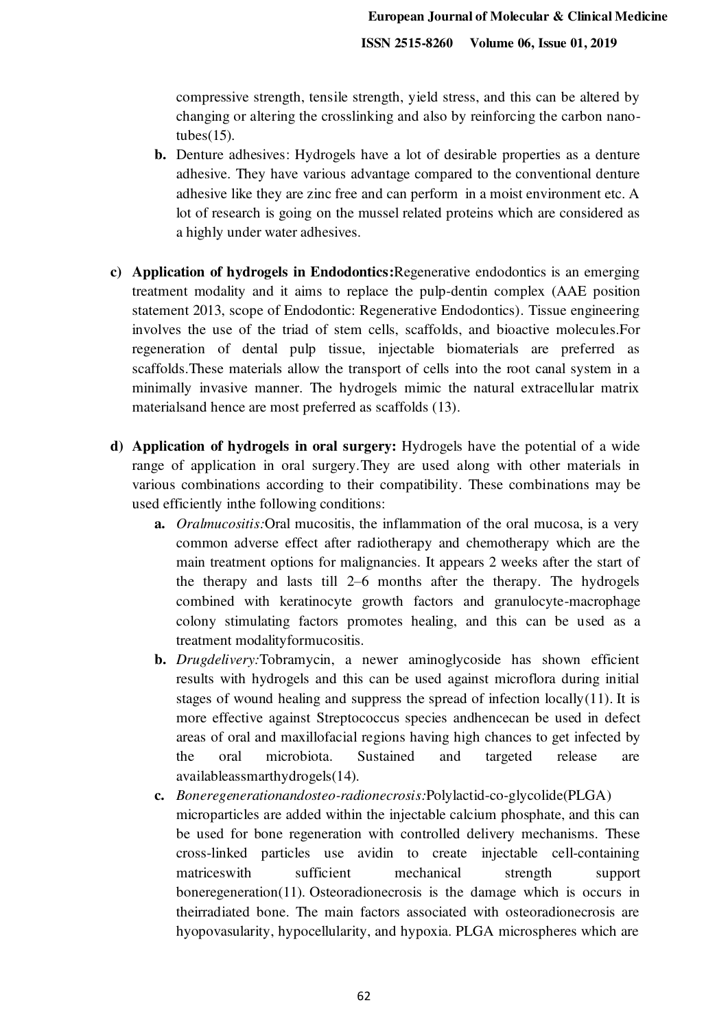compressive strength, tensile strength, yield stress, and this can be altered by changing or altering the crosslinking and also by reinforcing the carbon nano-tubes(15).

**b.** Denture adhesives: Hydrogels have a lot of desirable properties as a denture adhesive. They have various advantage compared to the conventional denture adhesive like they are zinc free and can perform in a moist environment etc. A lot of research is going on the mussel related proteins which are considered as a highly under water adhesives.

**c) Application of hydrogels in Endodontics:**Regenerative endodontics is an emerging treatment modality and it aims to replace the pulp-dentin complex (AAE position statement 2013, scope of Endodontic: Regenerative Endodontics). Tissue engineering involves the use of the triad of stem cells, scaffolds, and bioactive molecules.For regeneration of dental pulp tissue, injectable biomaterials are preferred as scaffolds.These materials allow the transport of cells into the root canal system in a minimally invasive manner. The hydrogels mimic the natural extracellular matrix materialsand hence are most preferred as scaffolds (13).

**d) Application of hydrogels in oral surgery:** Hydrogels have the potential of a wide range of application in oral surgery.They are used along with other materials in various combinations according to their compatibility. These combinations may be used efficiently inthe following conditions:

**a.** *Oralmucositis:*Oral mucositis, the inflammation of the oral mucosa, is a very common adverse effect after radiotherapy and chemotherapy which are the main treatment options for malignancies. It appears 2 weeks after the start of the therapy and lasts till 2–6 months after the therapy. The hydrogels combined with keratinocyte growth factors and granulocyte-macrophage colony stimulating factors promotes healing, and this can be used as a treatment modalityformucositis.

**b.** *Drugdelivery:*Tobramycin, a newer aminoglycoside has shown efficient results with hydrogels and this can be used against microflora during initial stages of wound healing and suppress the spread of infection locally(11). It is more effective against Streptococcus species andhencecan be used in defect areas of oral and maxillofacial regions having high chances to get infected by the oral microbiota. Sustained and targeted release are availableassmarthydrogels(14).

**c.** *Boneregenerationandosteo-radionecrosis:*Polylactid-co-glycolide(PLGA) microparticles are added within the injectable calcium phosphate, and this can be used for bone regeneration with controlled delivery mechanisms. These cross-linked particles use avidin to create injectable cell-containing matriceswith sufficient mechanical strength support boneregeneration(11). Osteoradionecrosis is the damage which is occurs in theirradiated bone. The main factors associated with osteoradionecrosis are hyopovasularity, hypocellularity, and hypoxia. PLGA microspheres which are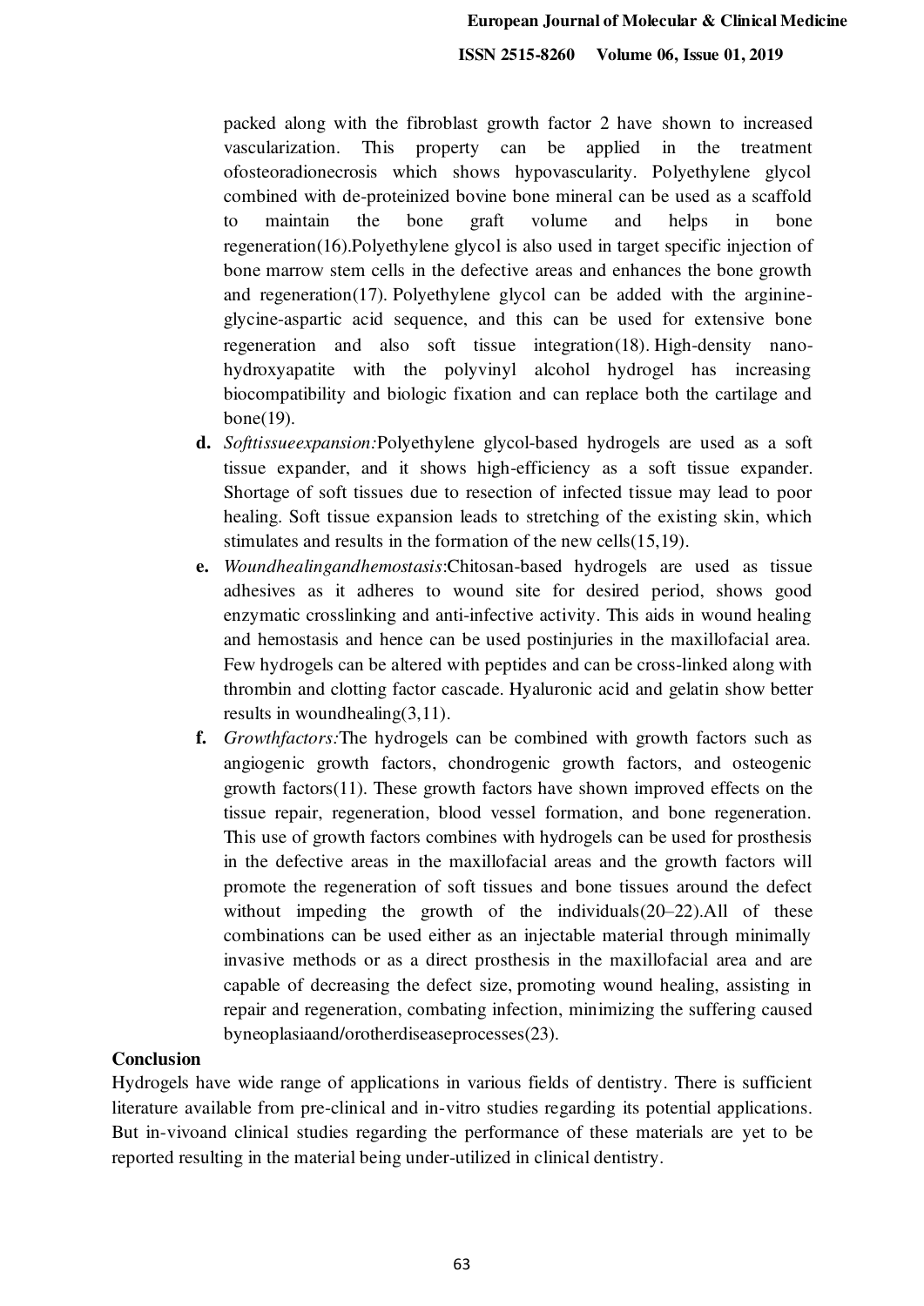packed along with the fibroblast growth factor 2 have shown to increased vascularization. This property can be applied in the treatment ofosteoradionecrosis which shows hypovascularity. Polyethylene glycol combined with de-proteinized bovine bone mineral can be used as a scaffold to maintain the bone graft volume and helps in bone regeneration(16).Polyethylene glycol is also used in target specific injection of bone marrow stem cells in the defective areas and enhances the bone growth and regeneration(17). Polyethylene glycol can be added with the arginine-glycine-aspartic acid sequence, and this can be used for extensive bone regeneration and also soft tissue integration(18). High-density nano-hydroxyapatite with the polyvinyl alcohol hydrogel has increasing biocompatibility and biologic fixation and can replace both the cartilage and bone(19).

- **d.** *Softtissueexpansion:*Polyethylene glycol-based hydrogels are used as a soft tissue expander, and it shows high-efficiency as a soft tissue expander. Shortage of soft tissues due to resection of infected tissue may lead to poor healing. Soft tissue expansion leads to stretching of the existing skin, which stimulates and results in the formation of the new cells(15,19).
- **e.** *Woundhealingandhemostasis*:Chitosan-based hydrogels are used as tissue adhesives as it adheres to wound site for desired period, shows good enzymatic crosslinking and anti-infective activity. This aids in wound healing and hemostasis and hence can be used postinjuries in the maxillofacial area. Few hydrogels can be altered with peptides and can be cross-linked along with thrombin and clotting factor cascade. Hyaluronic acid and gelatin show better results in woundhealing(3,11).
- **f.** *Growthfactors:*The hydrogels can be combined with growth factors such as angiogenic growth factors, chondrogenic growth factors, and osteogenic growth factors(11). These growth factors have shown improved effects on the tissue repair, regeneration, blood vessel formation, and bone regeneration. This use of growth factors combines with hydrogels can be used for prosthesis in the defective areas in the maxillofacial areas and the growth factors will promote the regeneration of soft tissues and bone tissues around the defect without impeding the growth of the individuals(20–22).All of these combinations can be used either as an injectable material through minimally invasive methods or as a direct prosthesis in the maxillofacial area and are capable of decreasing the defect size, promoting wound healing, assisting in repair and regeneration, combating infection, minimizing the suffering caused byneoplasiaand/orotherdiseaseprocesses(23).

## Conclusion

Hydrogels have wide range of applications in various fields of dentistry. There is sufficient literature available from pre-clinical and in-vitro studies regarding its potential applications. But in-vivoand clinical studies regarding the performance of these materials are yet to be reported resulting in the material being under-utilized in clinical dentistry.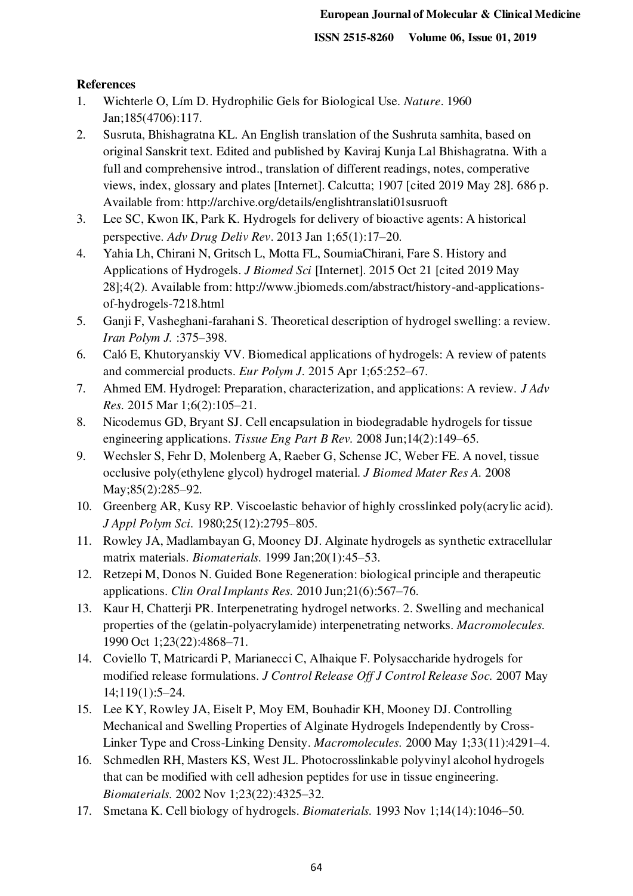## References

1. Wichterle O, Lím D. Hydrophilic Gels for Biological Use. *Nature*. 1960 Jan;185(4706):117.
2. Susruta, Bhishagratna KL. An English translation of the Sushruta samhita, based on original Sanskrit text. Edited and published by Kaviraj Kunja Lal Bhishagratna. With a full and comprehensive introd., translation of different readings, notes, comperative views, index, glossary and plates [Internet]. Calcutta; 1907 [cited 2019 May 28]. 686 p. Available from: http://archive.org/details/englishtranslati01susruoft
3. Lee SC, Kwon IK, Park K. Hydrogels for delivery of bioactive agents: A historical perspective. *Adv Drug Deliv Rev*. 2013 Jan 1;65(1):17–20.
4. Yahia Lh, Chirani N, Gritsch L, Motta FL, SoumiaChirani, Fare S. History and Applications of Hydrogels. *J Biomed Sci* [Internet]. 2015 Oct 21 [cited 2019 May 28];4(2). Available from: http://www.jbiomeds.com/abstract/history-and-applications-of-hydrogels-7218.html
5. Ganji F, Vasheghani-farahani S. Theoretical description of hydrogel swelling: a review. *Iran Polym J.* :375–398.
6. Caló E, Khutoryanskiy VV. Biomedical applications of hydrogels: A review of patents and commercial products. *Eur Polym J*. 2015 Apr 1;65:252–67.
7. Ahmed EM. Hydrogel: Preparation, characterization, and applications: A review. *J Adv Res.* 2015 Mar 1;6(2):105–21.
8. Nicodemus GD, Bryant SJ. Cell encapsulation in biodegradable hydrogels for tissue engineering applications. *Tissue Eng Part B Rev.* 2008 Jun;14(2):149–65.
9. Wechsler S, Fehr D, Molenberg A, Raeber G, Schense JC, Weber FE. A novel, tissue occlusive poly(ethylene glycol) hydrogel material. *J Biomed Mater Res A.* 2008 May;85(2):285–92.
10. Greenberg AR, Kusy RP. Viscoelastic behavior of highly crosslinked poly(acrylic acid). *J Appl Polym Sci*. 1980;25(12):2795–805.
11. Rowley JA, Madlambayan G, Mooney DJ. Alginate hydrogels as synthetic extracellular matrix materials. *Biomaterials.* 1999 Jan;20(1):45–53.
12. Retzepi M, Donos N. Guided Bone Regeneration: biological principle and therapeutic applications. *Clin Oral Implants Res.* 2010 Jun;21(6):567–76.
13. Kaur H, Chatterji PR. Interpenetrating hydrogel networks. 2. Swelling and mechanical properties of the (gelatin-polyacrylamide) interpenetrating networks. *Macromolecules.* 1990 Oct 1;23(22):4868–71.
14. Coviello T, Matricardi P, Marianecci C, Alhaique F. Polysaccharide hydrogels for modified release formulations. *J Control Release Off J Control Release Soc.* 2007 May 14;119(1):5–24.
15. Lee KY, Rowley JA, Eiselt P, Moy EM, Bouhadir KH, Mooney DJ. Controlling Mechanical and Swelling Properties of Alginate Hydrogels Independently by Cross-Linker Type and Cross-Linking Density. *Macromolecules.* 2000 May 1;33(11):4291–4.
16. Schmedlen RH, Masters KS, West JL. Photocrosslinkable polyvinyl alcohol hydrogels that can be modified with cell adhesion peptides for use in tissue engineering. *Biomaterials.* 2002 Nov 1;23(22):4325–32.
17. Smetana K. Cell biology of hydrogels. *Biomaterials.* 1993 Nov 1;14(14):1046–50.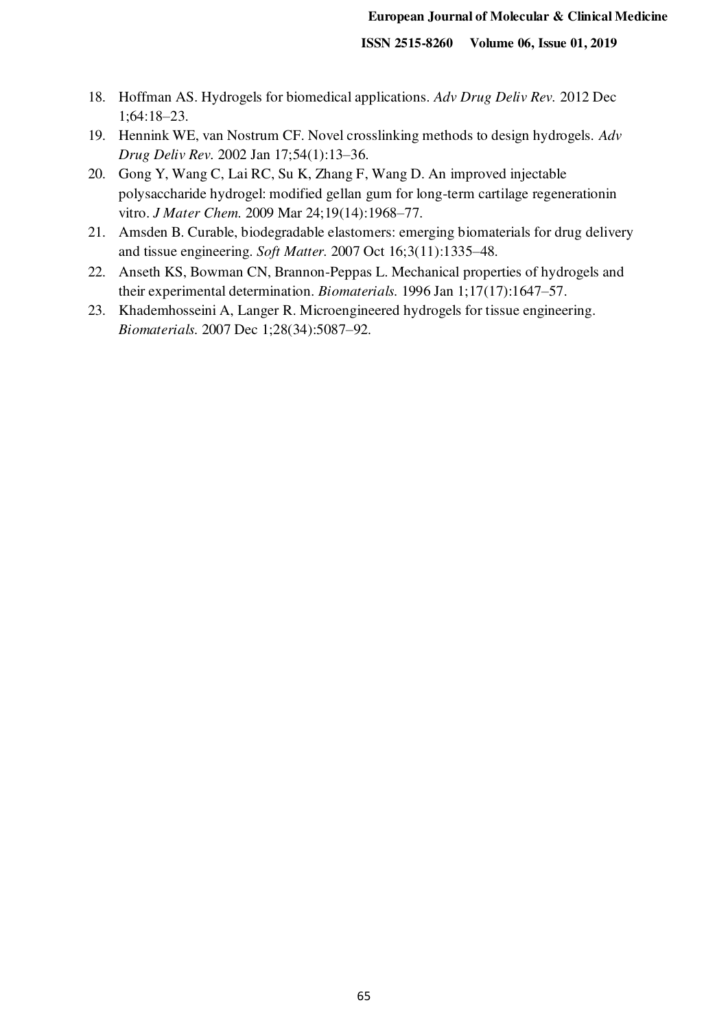18. Hoffman AS. Hydrogels for biomedical applications. *Adv Drug Deliv Rev.* 2012 Dec 1;64:18–23.
19. Hennink WE, van Nostrum CF. Novel crosslinking methods to design hydrogels. *Adv Drug Deliv Rev.* 2002 Jan 17;54(1):13–36.
20. Gong Y, Wang C, Lai RC, Su K, Zhang F, Wang D. An improved injectable polysaccharide hydrogel: modified gellan gum for long-term cartilage regenerationin vitro. *J Mater Chem.* 2009 Mar 24;19(14):1968–77.
21. Amsden B. Curable, biodegradable elastomers: emerging biomaterials for drug delivery and tissue engineering. *Soft Matter.* 2007 Oct 16;3(11):1335–48.
22. Anseth KS, Bowman CN, Brannon-Peppas L. Mechanical properties of hydrogels and their experimental determination. *Biomaterials.* 1996 Jan 1;17(17):1647–57.
23. Khademhosseini A, Langer R. Microengineered hydrogels for tissue engineering. *Biomaterials.* 2007 Dec 1;28(34):5087–92.